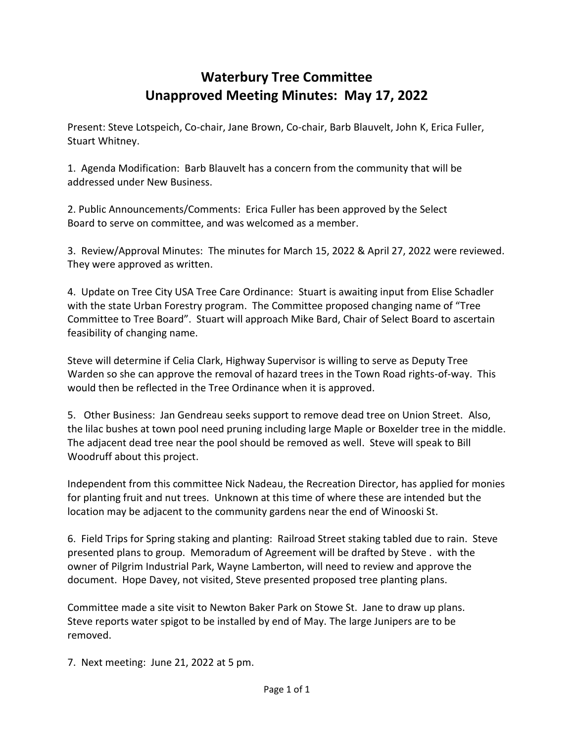# Waterbury Tree Committee
# Unapproved Meeting Minutes: May 17, 2022

Present: Steve Lotspeich, Co-chair, Jane Brown, Co-chair, Barb Blauvelt, John K, Erica Fuller, Stuart Whitney.

1. Agenda Modification: Barb Blauvelt has a concern from the community that will be addressed under New Business.

2. Public Announcements/Comments: Erica Fuller has been approved by the Select Board to serve on committee, and was welcomed as a member.

3. Review/Approval Minutes: The minutes for March 15, 2022 & April 27, 2022 were reviewed. They were approved as written.

4. Update on Tree City USA Tree Care Ordinance: Stuart is awaiting input from Elise Schadler with the state Urban Forestry program. The Committee proposed changing name of "Tree Committee to Tree Board". Stuart will approach Mike Bard, Chair of Select Board to ascertain feasibility of changing name.

Steve will determine if Celia Clark, Highway Supervisor is willing to serve as Deputy Tree Warden so she can approve the removal of hazard trees in the Town Road rights-of-way. This would then be reflected in the Tree Ordinance when it is approved.

5. Other Business: Jan Gendreau seeks support to remove dead tree on Union Street. Also, the lilac bushes at town pool need pruning including large Maple or Boxelder tree in the middle. The adjacent dead tree near the pool should be removed as well. Steve will speak to Bill Woodruff about this project.

Independent from this committee Nick Nadeau, the Recreation Director, has applied for monies for planting fruit and nut trees. Unknown at this time of where these are intended but the location may be adjacent to the community gardens near the end of Winooski St.

6. Field Trips for Spring staking and planting: Railroad Street staking tabled due to rain. Steve presented plans to group. Memoradum of Agreement will be drafted by Steve . with the owner of Pilgrim Industrial Park, Wayne Lamberton, will need to review and approve the document. Hope Davey, not visited, Steve presented proposed tree planting plans.

Committee made a site visit to Newton Baker Park on Stowe St. Jane to draw up plans. Steve reports water spigot to be installed by end of May. The large Junipers are to be removed.

7. Next meeting: June 21, 2022 at 5 pm.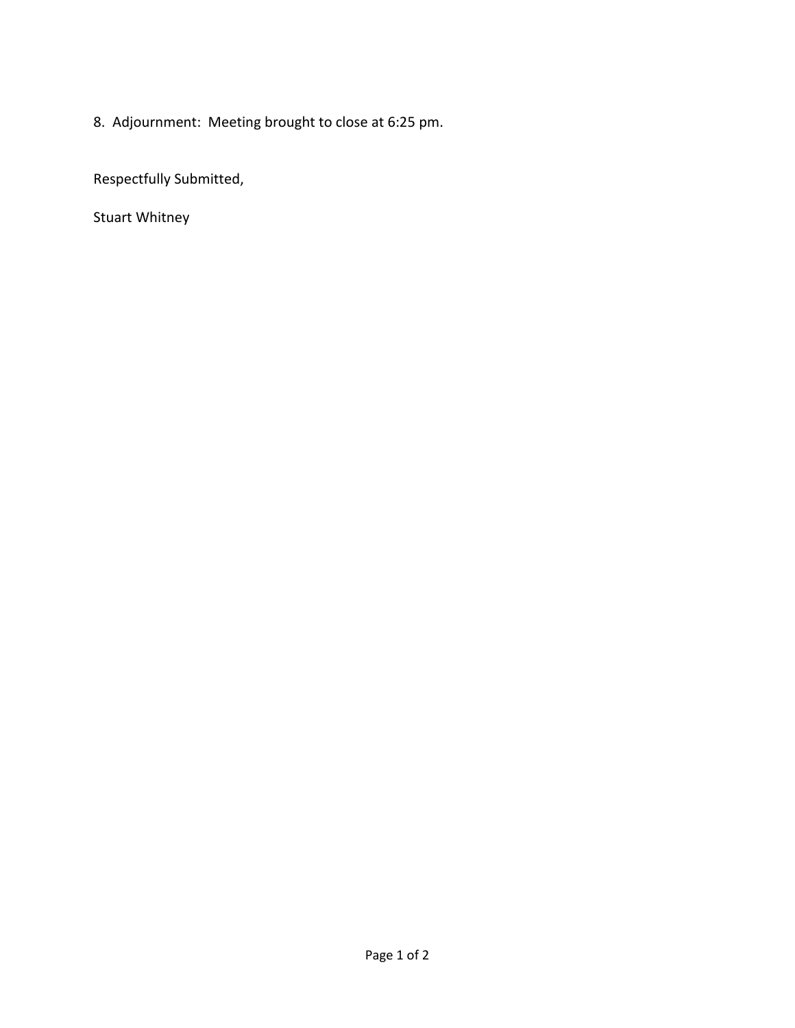8. Adjournment: Meeting brought to close at 6:25 pm.

Respectfully Submitted,

Stuart Whitney